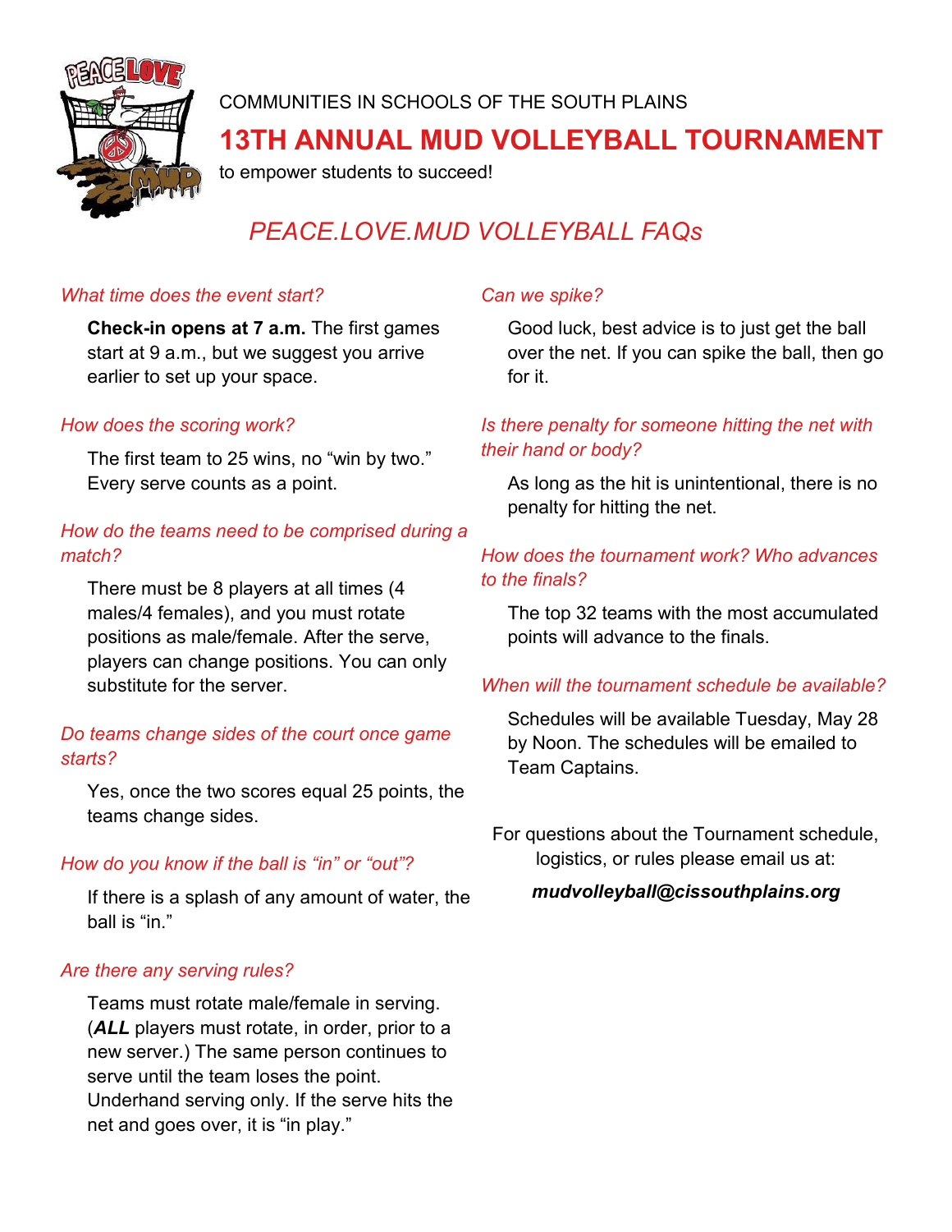COMMUNITIES IN SCHOOLS OF THE SOUTH PLAINS

# 13TH ANNUAL MUD VOLLEYBALL TOURNAMENT

to empower students to succeed!

## *PEACE.LOVE.MUD VOLLEYBALL FAQs*

*What time does the event start?*

**Check-in opens at 7 a.m.** The first games start at 9 a.m., but we suggest you arrive earlier to set up your space.

*How does the scoring work?*

The first team to 25 wins, no "win by two." Every serve counts as a point.

*How do the teams need to be comprised during a match?*

There must be 8 players at all times (4 males/4 females), and you must rotate positions as male/female. After the serve, players can change positions. You can only substitute for the server.

*Do teams change sides of the court once game starts?*

Yes, once the two scores equal 25 points, the teams change sides.

*How do you know if the ball is "in" or "out"?*

If there is a splash of any amount of water, the ball is "in."

*Are there any serving rules?*

Teams must rotate male/female in serving. (***ALL*** players must rotate, in order, prior to a new server.) The same person continues to serve until the team loses the point. Underhand serving only. If the serve hits the net and goes over, it is "in play."

*Can we spike?*

Good luck, best advice is to just get the ball over the net. If you can spike the ball, then go for it.

*Is there penalty for someone hitting the net with their hand or body?*

As long as the hit is unintentional, there is no penalty for hitting the net.

*How does the tournament work? Who advances to the finals?*

The top 32 teams with the most accumulated points will advance to the finals.

*When will the tournament schedule be available?*

Schedules will be available Tuesday, May 28 by Noon. The schedules will be emailed to Team Captains.

For questions about the Tournament schedule, logistics, or rules please email us at:

***mudvolleyball@cissouthplains.org***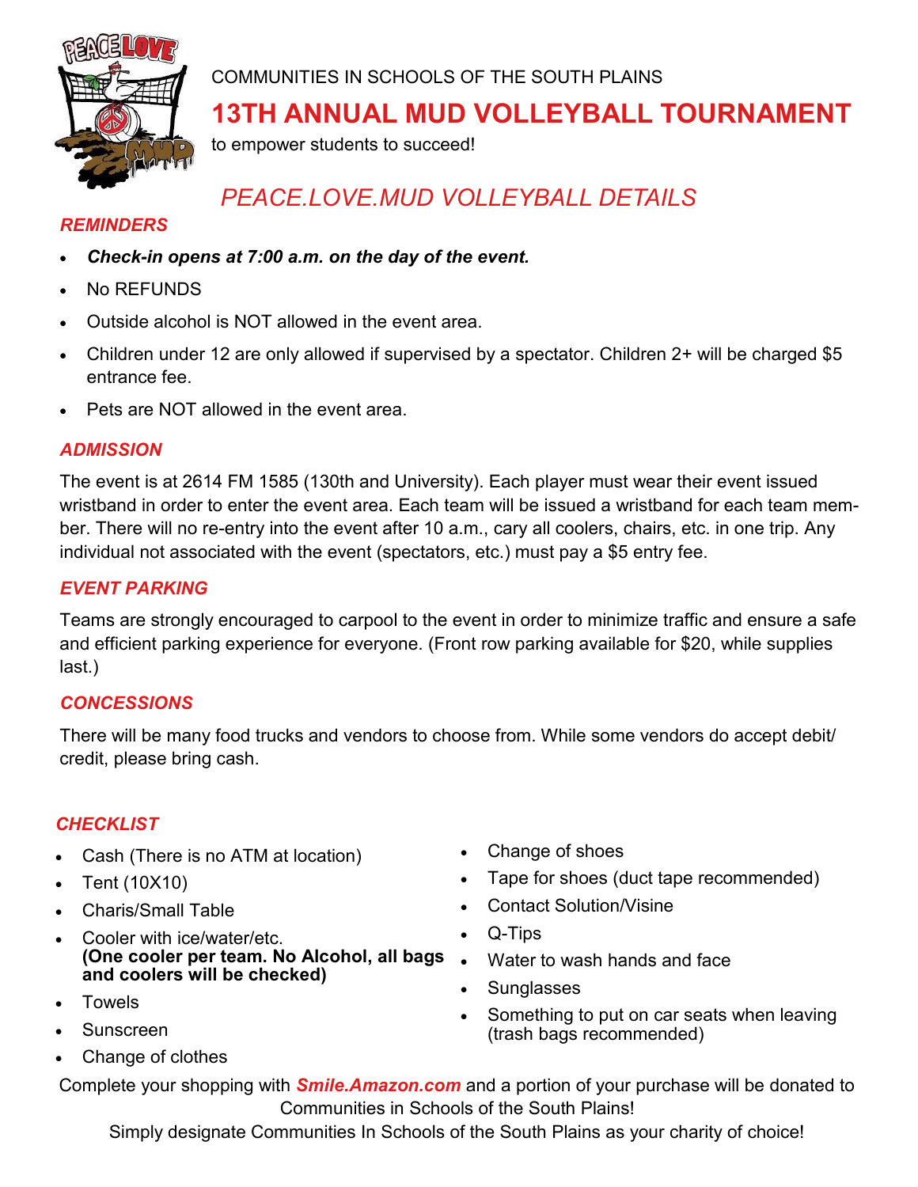COMMUNITIES IN SCHOOLS OF THE SOUTH PLAINS

# 13TH ANNUAL MUD VOLLEYBALL TOURNAMENT

to empower students to succeed!

## *PEACE.LOVE.MUD VOLLEYBALL DETAILS*

### *REMINDERS*

- ***Check-in opens at 7:00 a.m. on the day of the event.***
- No REFUNDS
- Outside alcohol is NOT allowed in the event area.
- Children under 12 are only allowed if supervised by a spectator. Children 2+ will be charged $5 entrance fee.
- Pets are NOT allowed in the event area.

### *ADMISSION*

The event is at 2614 FM 1585 (130th and University). Each player must wear their event issued wristband in order to enter the event area. Each team will be issued a wristband for each team member. There will no re-entry into the event after 10 a.m., cary all coolers, chairs, etc. in one trip. Any individual not associated with the event (spectators, etc.) must pay a $5 entry fee.

### *EVENT PARKING*

Teams are strongly encouraged to carpool to the event in order to minimize traffic and ensure a safe and efficient parking experience for everyone. (Front row parking available for $20, while supplies last.)

### *CONCESSIONS*

There will be many food trucks and vendors to choose from. While some vendors do accept debit/credit, please bring cash.

### *CHECKLIST*

- Cash (There is no ATM at location)
- Tent (10X10)
- Charis/Small Table
- Cooler with ice/water/etc. **(One cooler per team. No Alcohol, all bags and coolers will be checked)**
- Towels
- Sunscreen
- Change of clothes
- Change of shoes
- Tape for shoes (duct tape recommended)
- Contact Solution/Visine
- Q-Tips
- Water to wash hands and face
- Sunglasses
- Something to put on car seats when leaving (trash bags recommended)

Complete your shopping with ***Smile.Amazon.com*** and a portion of your purchase will be donated to Communities in Schools of the South Plains!

Simply designate Communities In Schools of the South Plains as your charity of choice!